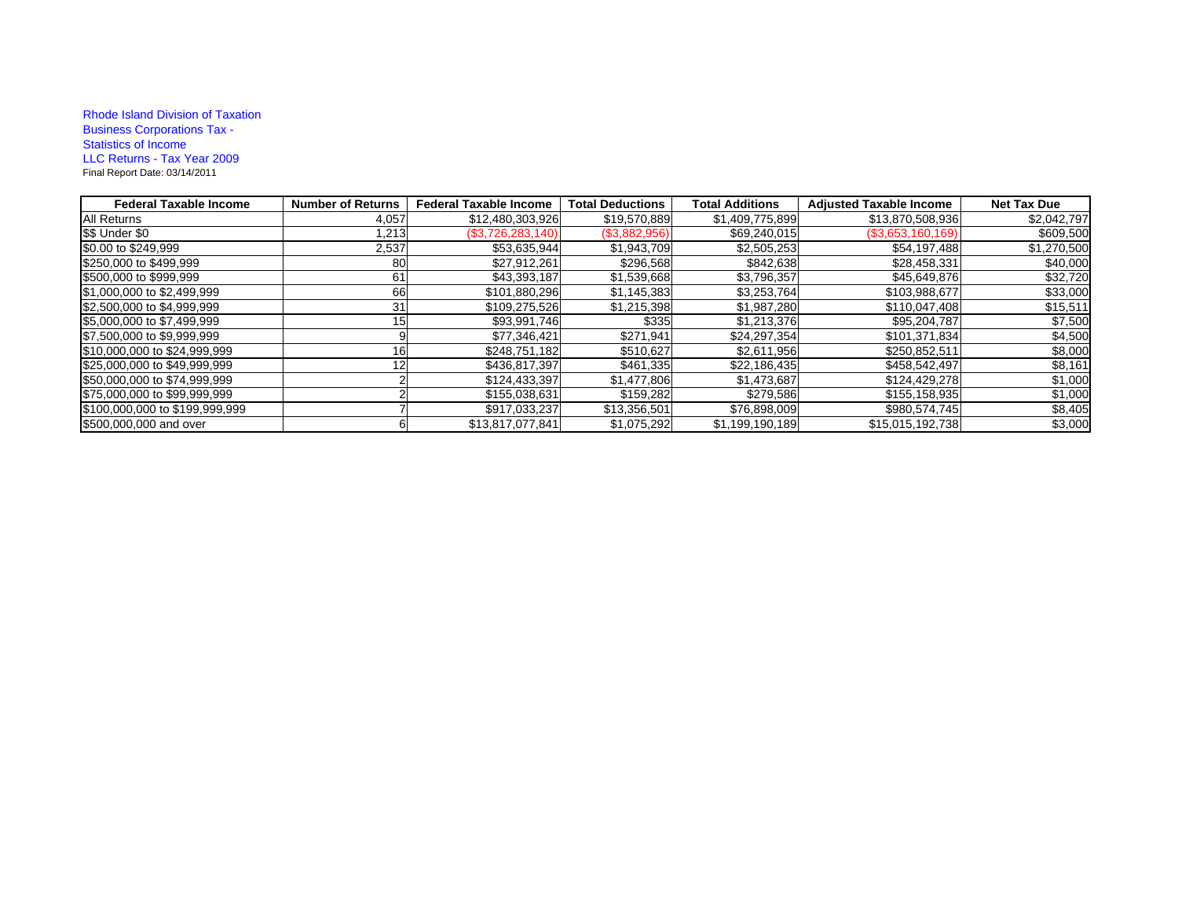Rhode Island Division of Taxation
Business Corporations Tax -
Statistics of Income
LLC Returns - Tax Year 2009
Final Report Date: 03/14/2011

| Federal Taxable Income | Number of Returns | Federal Taxable Income | Total Deductions | Total Additions | Adjusted Taxable Income | Net Tax Due |
|---|---|---|---|---|---|---|
| All Returns | 4,057 | $12,480,303,926 | $19,570,889 | $1,409,775,899 | $13,870,508,936 | $2,042,797 |
| $$ Under $0 | 1,213 | ($3,726,283,140) | ($3,882,956) | $69,240,015 | ($3,653,160,169) | $609,500 |
| $0.00 to $249,999 | 2,537 | $53,635,944 | $1,943,709 | $2,505,253 | $54,197,488 | $1,270,500 |
| $250,000 to $499,999 | 80 | $27,912,261 | $296,568 | $842,638 | $28,458,331 | $40,000 |
| $500,000 to $999,999 | 61 | $43,393,187 | $1,539,668 | $3,796,357 | $45,649,876 | $32,720 |
| $1,000,000 to $2,499,999 | 66 | $101,880,296 | $1,145,383 | $3,253,764 | $103,988,677 | $33,000 |
| $2,500,000 to $4,999,999 | 31 | $109,275,526 | $1,215,398 | $1,987,280 | $110,047,408 | $15,511 |
| $5,000,000 to $7,499,999 | 15 | $93,991,746 | $335 | $1,213,376 | $95,204,787 | $7,500 |
| $7,500,000 to $9,999,999 | 9 | $77,346,421 | $271,941 | $24,297,354 | $101,371,834 | $4,500 |
| $10,000,000 to $24,999,999 | 16 | $248,751,182 | $510,627 | $2,611,956 | $250,852,511 | $8,000 |
| $25,000,000 to $49,999,999 | 12 | $436,817,397 | $461,335 | $22,186,435 | $458,542,497 | $8,161 |
| $50,000,000 to $74,999,999 | 2 | $124,433,397 | $1,477,806 | $1,473,687 | $124,429,278 | $1,000 |
| $75,000,000 to $99,999,999 | 2 | $155,038,631 | $159,282 | $279,586 | $155,158,935 | $1,000 |
| $100,000,000 to $199,999,999 | 7 | $917,033,237 | $13,356,501 | $76,898,009 | $980,574,745 | $8,405 |
| $500,000,000 and over | 6 | $13,817,077,841 | $1,075,292 | $1,199,190,189 | $15,015,192,738 | $3,000 |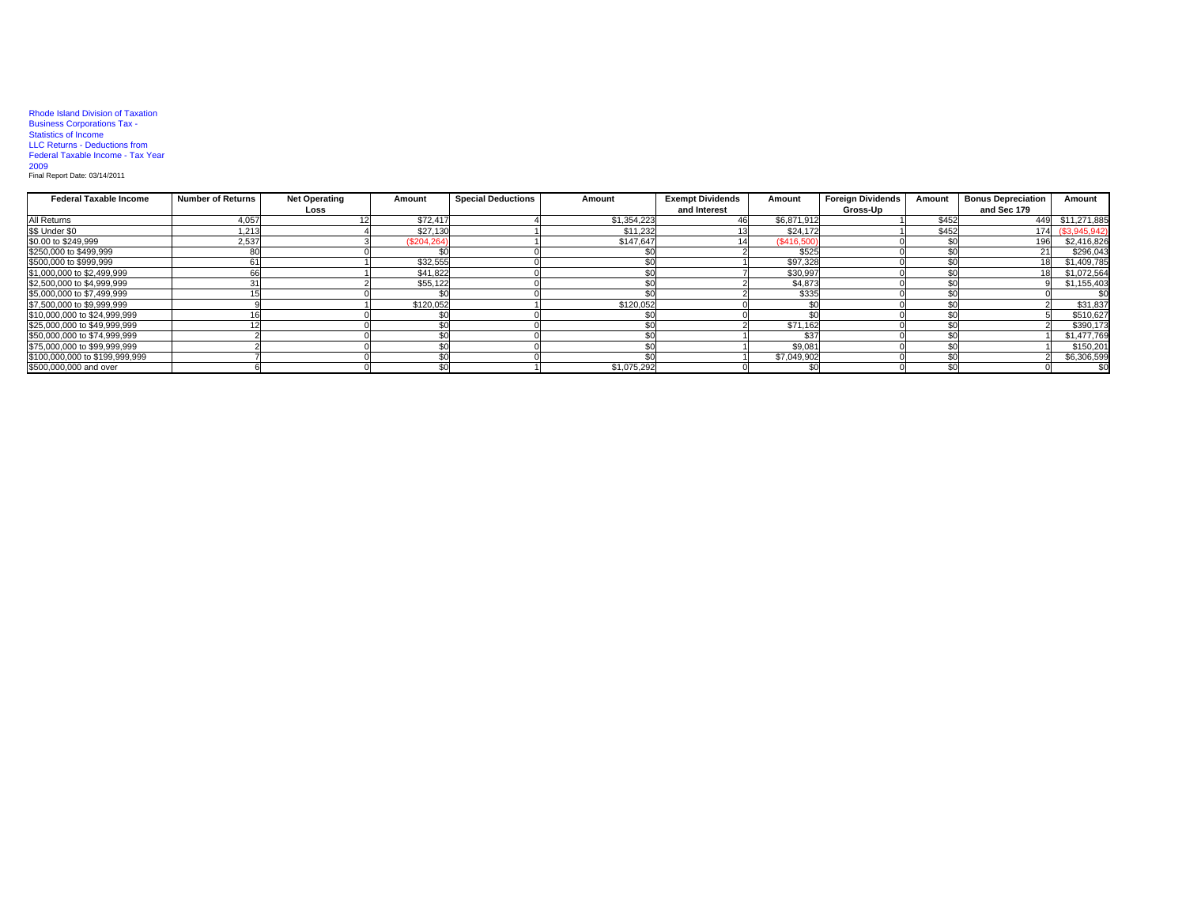Rhode Island Division of Taxation
Business Corporations Tax -
Statistics of Income
LLC Returns - Deductions from
Federal Taxable Income - Tax Year
2009
Final Report Date: 03/14/2011

| Federal Taxable Income | Number of Returns | Net Operating Loss | Amount | Special Deductions | Amount | Exempt Dividends and Interest | Amount | Foreign Dividends Gross-Up | Amount | Bonus Depreciation and Sec 179 | Amount |
|---|---|---|---|---|---|---|---|---|---|---|---|
| All Returns | 4,057 | 12 | $72,417 | 4 | $1,354,223 | 46 | $6,871,912 | 1 | $452 | 449 | $11,271,885 |
| $$ Under $0 | 1,213 | 4 | $27,130 | 1 | $11,232 | 13 | $24,172 | 1 | $452 | 174 | ($3,945,942) |
| $0.00 to $249,999 | 2,537 | 3 | ($204,264) | 1 | $147,647 | 14 | ($416,500) | 0 | $0 | 196 | $2,416,826 |
| $250,000 to $499,999 | 80 | 0 | $0 | 0 | $0 | 2 | $525 | 0 | $0 | 21 | $296,043 |
| $500,000 to $999,999 | 61 | 1 | $32,555 | 0 | $0 | 1 | $97,328 | 0 | $0 | 18 | $1,409,785 |
| $1,000,000 to $2,499,999 | 66 | 1 | $41,822 | 0 | $0 | 7 | $30,997 | 0 | $0 | 18 | $1,072,564 |
| $2,500,000 to $4,999,999 | 31 | 2 | $55,122 | 0 | $0 | 2 | $4,873 | 0 | $0 | 9 | $1,155,403 |
| $5,000,000 to $7,499,999 | 15 | 0 | $0 | 0 | $0 | 2 | $335 | 0 | $0 | 0 | $0 |
| $7,500,000 to $9,999,999 | 9 | 1 | $120,052 | 1 | $120,052 | 0 | $0 | 0 | $0 | 2 | $31,837 |
| $10,000,000 to $24,999,999 | 16 | 0 | $0 | 0 | $0 | 0 | $0 | 0 | $0 | 5 | $510,627 |
| $25,000,000 to $49,999,999 | 12 | 0 | $0 | 0 | $0 | 2 | $71,162 | 0 | $0 | 2 | $390,173 |
| $50,000,000 to $74,999,999 | 2 | 0 | $0 | 0 | $0 | 1 | $37 | 0 | $0 | 1 | $1,477,769 |
| $75,000,000 to $99,999,999 | 2 | 0 | $0 | 0 | $0 | 1 | $9,081 | 0 | $0 | 1 | $150,201 |
| $100,000,000 to $199,999,999 | 7 | 0 | $0 | 0 | $0 | 1 | $7,049,902 | 0 | $0 | 2 | $6,306,599 |
| $500,000,000 and over | 6 | 0 | $0 | 1 | $1,075,292 | 0 | $0 | 0 | $0 | 0 | $0 |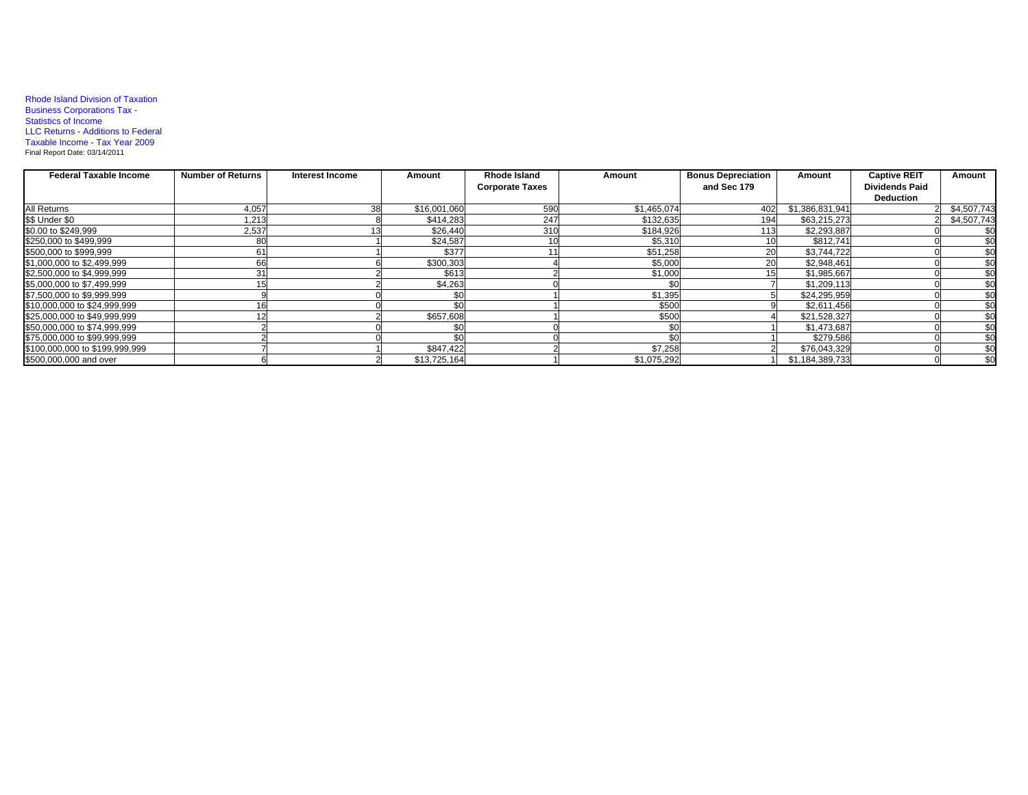Rhode Island Division of Taxation
Business Corporations Tax -
Statistics of Income
LLC Returns - Additions to Federal
Taxable Income - Tax Year 2009
Final Report Date: 03/14/2011

| Federal Taxable Income | Number of Returns | Interest Income | Amount | Rhode Island Corporate Taxes | Amount | Bonus Depreciation and Sec 179 | Amount | Captive REIT Dividends Paid Deduction | Amount |
|---|---|---|---|---|---|---|---|---|---|
| All Returns | 4,057 | 38 | $16,001,060 | 590 | $1,465,074 | 402 | $1,386,831,941 | 2 | $4,507,743 |
| $$ Under $0 | 1,213 | 8 | $414,283 | 247 | $132,635 | 194 | $63,215,273 | 2 | $4,507,743 |
| $0.00 to $249,999 | 2,537 | 13 | $26,440 | 310 | $184,926 | 113 | $2,293,887 | 0 | $0 |
| $250,000 to $499,999 | 80 | 1 | $24,587 | 10 | $5,310 | 10 | $812,741 | 0 | $0 |
| $500,000 to $999,999 | 61 | 1 | $377 | 11 | $51,258 | 20 | $3,744,722 | 0 | $0 |
| $1,000,000 to $2,499,999 | 66 | 6 | $300,303 | 4 | $5,000 | 20 | $2,948,461 | 0 | $0 |
| $2,500,000 to $4,999,999 | 31 | 2 | $613 | 2 | $1,000 | 15 | $1,985,667 | 0 | $0 |
| $5,000,000 to $7,499,999 | 15 | 2 | $4,263 | 0 | $0 | 7 | $1,209,113 | 0 | $0 |
| $7,500,000 to $9,999,999 | 9 | 0 | $0 | 1 | $1,395 | 5 | $24,295,959 | 0 | $0 |
| $10,000,000 to $24,999,999 | 16 | 0 | $0 | 1 | $500 | 9 | $2,611,456 | 0 | $0 |
| $25,000,000 to $49,999,999 | 12 | 2 | $657,608 | 1 | $500 | 4 | $21,528,327 | 0 | $0 |
| $50,000,000 to $74,999,999 | 2 | 0 | $0 | 0 | $0 | 1 | $1,473,687 | 0 | $0 |
| $75,000,000 to $99,999,999 | 2 | 0 | $0 | 0 | $0 | 1 | $279,586 | 0 | $0 |
| $100,000,000 to $199,999,999 | 7 | 1 | $847,422 | 2 | $7,258 | 2 | $76,043,329 | 0 | $0 |
| $500,000,000 and over | 6 | 2 | $13,725,164 | 1 | $1,075,292 | 1 | $1,184,389,733 | 0 | $0 |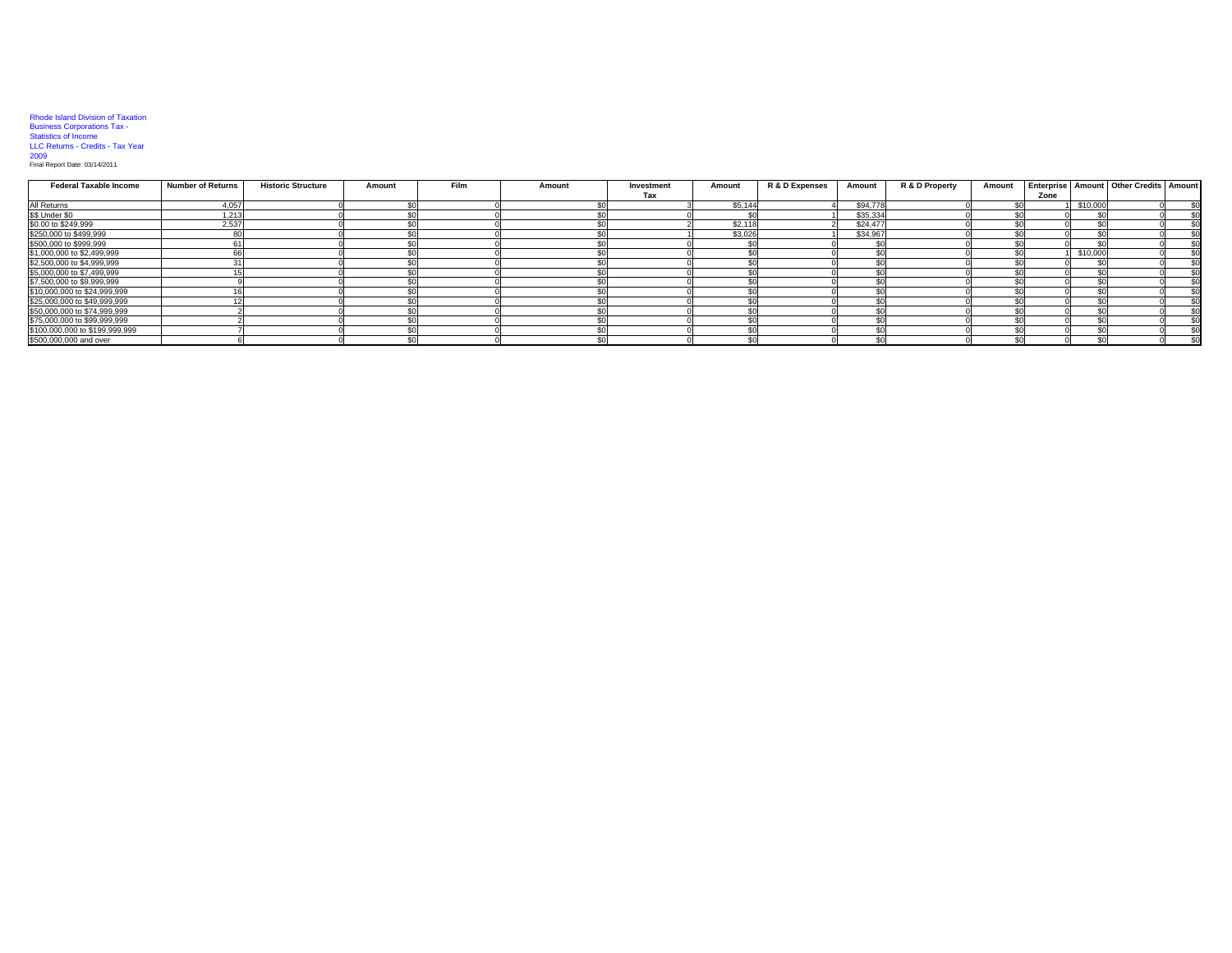Rhode Island Division of Taxation
Business Corporations Tax -
Statistics of Income
LLC Returns - Credits - Tax Year
2009
Final Report Date: 03/14/2011

| Federal Taxable Income | Number of Returns | Historic Structure | Amount | Film | Amount | Investment Tax | Amount | R & D Expenses | Amount | R & D Property | Amount | Enterprise Zone | Amount | Other Credits | Amount |
|---|---|---|---|---|---|---|---|---|---|---|---|---|---|---|---|
| All Returns | 4,057 | 0 | $0 | 0 | $0 | 3 | $5,144 | 4 | $94,778 | 0 | $0 | 1 | $10,000 | 0 | $0 |
| $$ Under $0 | 1,213 | 0 | $0 | 0 | $0 | 0 | $0 | 1 | $35,334 | 0 | $0 | 0 | $0 | 0 | $0 |
| $0.00 to $249,999 | 2,537 | 0 | $0 | 0 | $0 | 2 | $2,118 | 2 | $24,477 | 0 | $0 | 0 | $0 | 0 | $0 |
| $250,000 to $499,999 | 80 | 0 | $0 | 0 | $0 | 1 | $3,026 | 1 | $34,967 | 0 | $0 | 0 | $0 | 0 | $0 |
| $500,000 to $999,999 | 61 | 0 | $0 | 0 | $0 | 0 | $0 | 0 | $0 | 0 | $0 | 0 | $0 | 0 | $0 |
| $1,000,000 to $2,499,999 | 66 | 0 | $0 | 0 | $0 | 0 | $0 | 0 | $0 | 0 | $0 | 1 | $10,000 | 0 | $0 |
| $2,500,000 to $4,999,999 | 31 | 0 | $0 | 0 | $0 | 0 | $0 | 0 | $0 | 0 | $0 | 0 | $0 | 0 | $0 |
| $5,000,000 to $7,499,999 | 15 | 0 | $0 | 0 | $0 | 0 | $0 | 0 | $0 | 0 | $0 | 0 | $0 | 0 | $0 |
| $7,500,000 to $9,999,999 | 9 | 0 | $0 | 0 | $0 | 0 | $0 | 0 | $0 | 0 | $0 | 0 | $0 | 0 | $0 |
| $10,000,000 to $24,999,999 | 16 | 0 | $0 | 0 | $0 | 0 | $0 | 0 | $0 | 0 | $0 | 0 | $0 | 0 | $0 |
| $25,000,000 to $49,999,999 | 12 | 0 | $0 | 0 | $0 | 0 | $0 | 0 | $0 | 0 | $0 | 0 | $0 | 0 | $0 |
| $50,000,000 to $74,999,999 | 2 | 0 | $0 | 0 | $0 | 0 | $0 | 0 | $0 | 0 | $0 | 0 | $0 | 0 | $0 |
| $75,000,000 to $99,999,999 | 2 | 0 | $0 | 0 | $0 | 0 | $0 | 0 | $0 | 0 | $0 | 0 | $0 | 0 | $0 |
| $100,000,000 to $199,999,999 | 7 | 0 | $0 | 0 | $0 | 0 | $0 | 0 | $0 | 0 | $0 | 0 | $0 | 0 | $0 |
| $500,000,000 and over | 6 | 0 | $0 | 0 | $0 | 0 | $0 | 0 | $0 | 0 | $0 | 0 | $0 | 0 | $0 |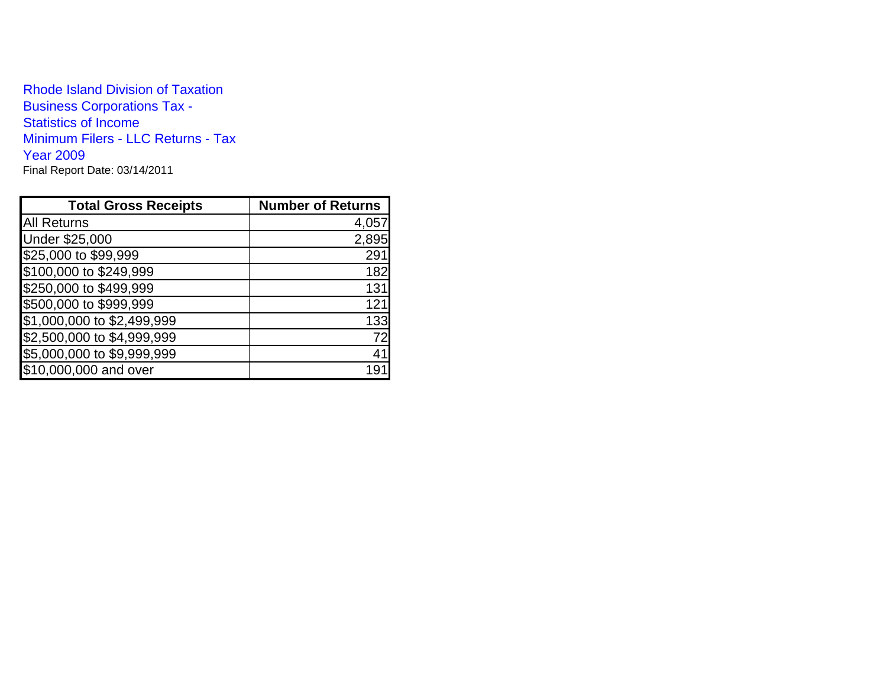Rhode Island Division of Taxation
Business Corporations Tax -
Statistics of Income
Minimum Filers - LLC Returns - Tax
Year 2009
Final Report Date: 03/14/2011

| Total Gross Receipts | Number of Returns |
|---|---:|
| All Returns | 4,057 |
| Under $25,000 | 2,895 |
| $25,000 to $99,999 | 291 |
| $100,000 to $249,999 | 182 |
| $250,000 to $499,999 | 131 |
| $500,000 to $999,999 | 121 |
| $1,000,000 to $2,499,999 | 133 |
| $2,500,000 to $4,999,999 | 72 |
| $5,000,000 to $9,999,999 | 41 |
| $10,000,000 and over | 191 |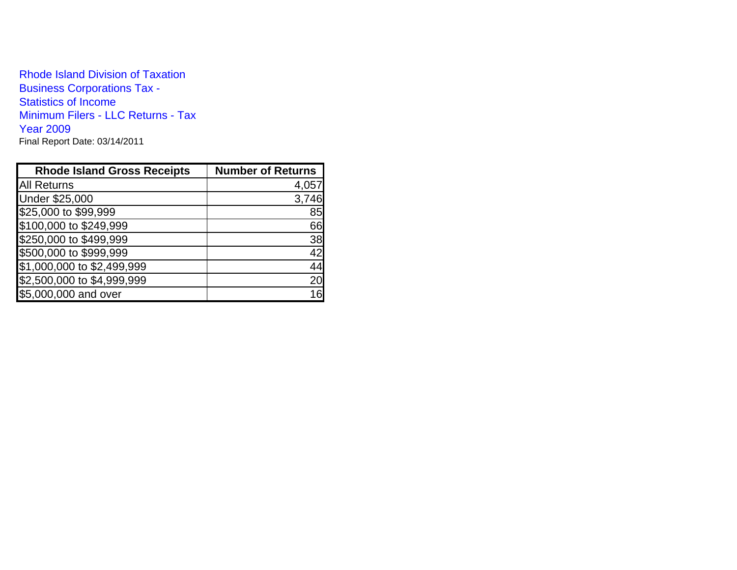Rhode Island Division of Taxation
Business Corporations Tax - Statistics of Income
Minimum Filers - LLC Returns - Tax Year 2009
Final Report Date: 03/14/2011

| Rhode Island Gross Receipts | Number of Returns |
|---|---|
| All Returns | 4,057 |
| Under $25,000 | 3,746 |
| $25,000 to $99,999 | 85 |
| $100,000 to $249,999 | 66 |
| $250,000 to $499,999 | 38 |
| $500,000 to $999,999 | 42 |
| $1,000,000 to $2,499,999 | 44 |
| $2,500,000 to $4,999,999 | 20 |
| $5,000,000 and over | 16 |